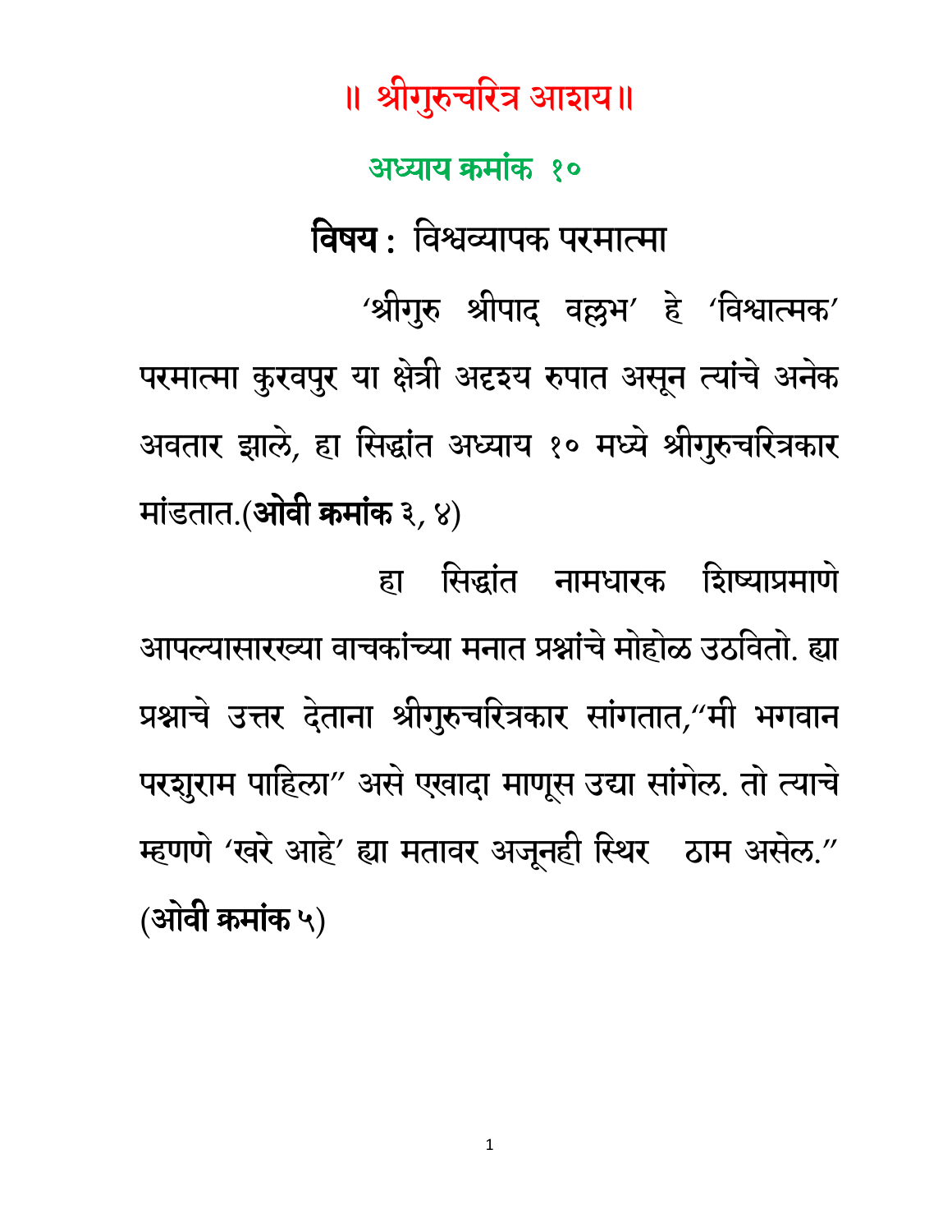# ॥ श्रीगुरुचरित्र आशय॥

## अध्याय क्रमांक १०

### **विषय :** विश्वव्यापक परमात्मा

'श्रीगुरु श्रीपाद वल्लभ' हे 'विश्वात्मक' परमात्मा कुरवपुर या क्षेत्री अदृश्य रुपात असून त्यांचे अनेक अवतार झाले, हा सिद्धांत अध्याय १० मध्ये श्रीगुरुचरित्रकार मांडतात.(**ओवी क्रमांक** ३, ४)

हा सिद्धांत नामधारक शिष्याप्रमाणे आपल्यासारख्या वाचकांच्या मनात प्रश्नांचे मोहोळ उठवितो. ह्या प्रश्नाचे उत्तर देताना श्रीगुरुचरित्रकार सांगतात,"मी भगवान परशुराम पाहिला" असे एखादा माणूस उद्या सांगेल. तो त्याचे म्हणणे 'खरे आहे' ह्या मतावर अजूनही स्थिर ठाम असेल." (**ओवी क्रमांक** ५)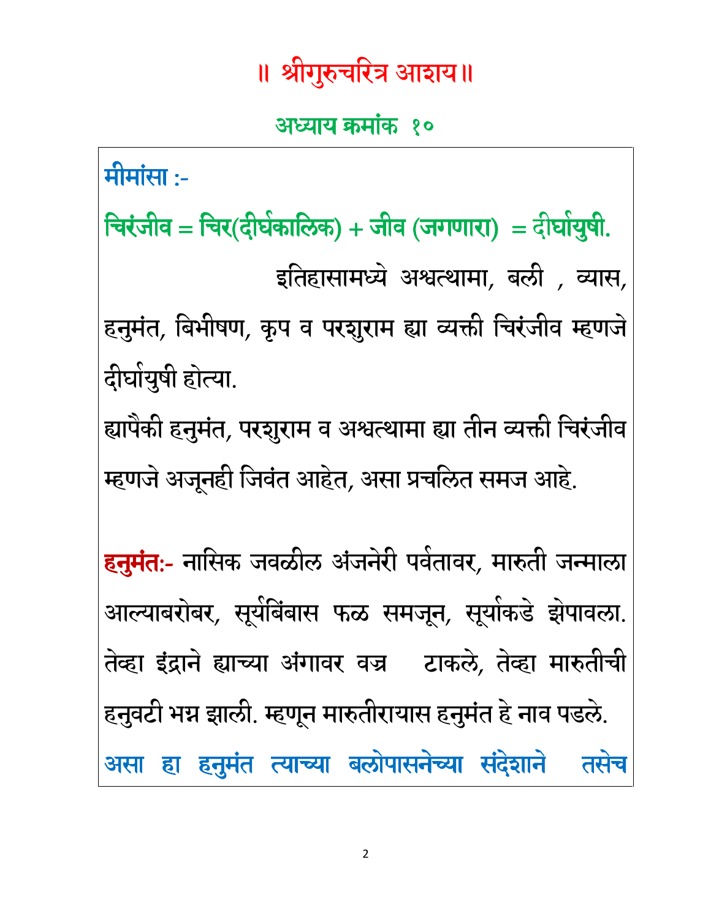# ॥ श्रीगुरुचरित्र आशय ॥

## अध्याय क्रमांक १०

**मीमांसा :-**

**चिरंजीव = चिर(दीर्घकालिक) + जीव (जगणारा) = दीर्घायुषी.**

इतिहासामध्ये अश्वत्थामा, बळी , व्यास, हनुमंत, बिभीषण, कृप व परशुराम ह्या व्यक्ती चिरंजीव म्हणजे दीर्घायुषी होत्या.

ह्यापैकी हनुमंत, परशुराम व अश्वत्थामा ह्या तीन व्यक्ती चिरंजीव म्हणजे अजूनही जिवंत आहेत, असा प्रचलित समज आहे.

**हनुमंतः-** नासिक जवळील अंजनेरी पर्वतावर, मारुती जन्माला आल्याबरोबर, सूर्यबिंबास फळ समजून, सूर्याकडे झेपावला. तेव्हा इंद्राने ह्याच्या अंगावर वज्र टाकले, तेव्हा मारुतीची हनुवटी भग्न झाली. म्हणून मारुतीरायास हनुमंत हे नाव पडले.

**असा हा हनुमंत त्याच्या बलोपासनेच्या संदेशाने तसेच**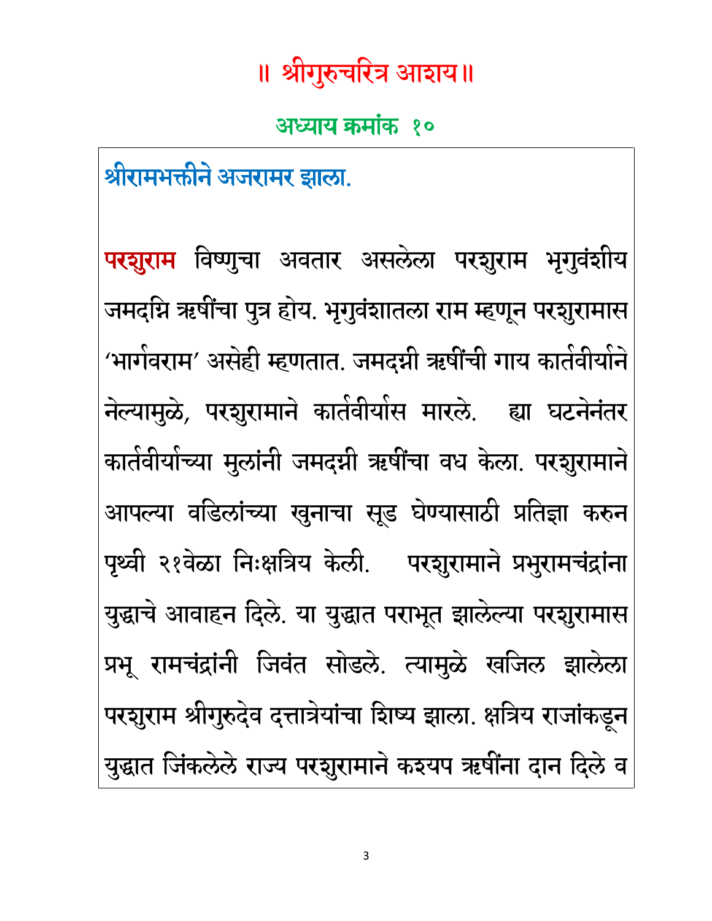# ॥ श्रीगुरुचरित्र आशय॥

## अध्याय क्रमांक १०

### श्रीरामभक्तीने अजरामर झाला.

**परशुराम** विष्णुचा अवतार असलेला परशुराम भृगुवंशीय जमदग्नि ऋषींचा पुत्र होय. भृगुवंशातला राम म्हणून परशुरामास 'भार्गवराम' असेही म्हणतात. जमदग्नी ऋषींची गाय कार्तवीर्याने नेल्यामुळे, परशुरामाने कार्तवीर्यास मारले. ह्या घटनेनंतर कार्तवीर्याच्या मुलांनी जमदग्नी ऋषींचा वध केला. परशुरामाने आपल्या वडिलांच्या खुनाचा सूड घेण्यासाठी प्रतिज्ञा करुन पृथ्वी २१वेळा निःक्षत्रिय केली. परशुरामाने प्रभुरामचंद्रांना युद्धाचे आवाहन दिले. या युद्धात पराभूत झालेल्या परशुरामास प्रभू रामचंद्रांनी जिवंत सोडले. त्यामुळे खजिल झालेला परशुराम श्रीगुरुदेव दत्तात्रेयांचा शिष्य झाला. क्षत्रिय राजांकडून युद्धात जिंकलेले राज्य परशुरामाने कश्यप ऋषींना दान दिले व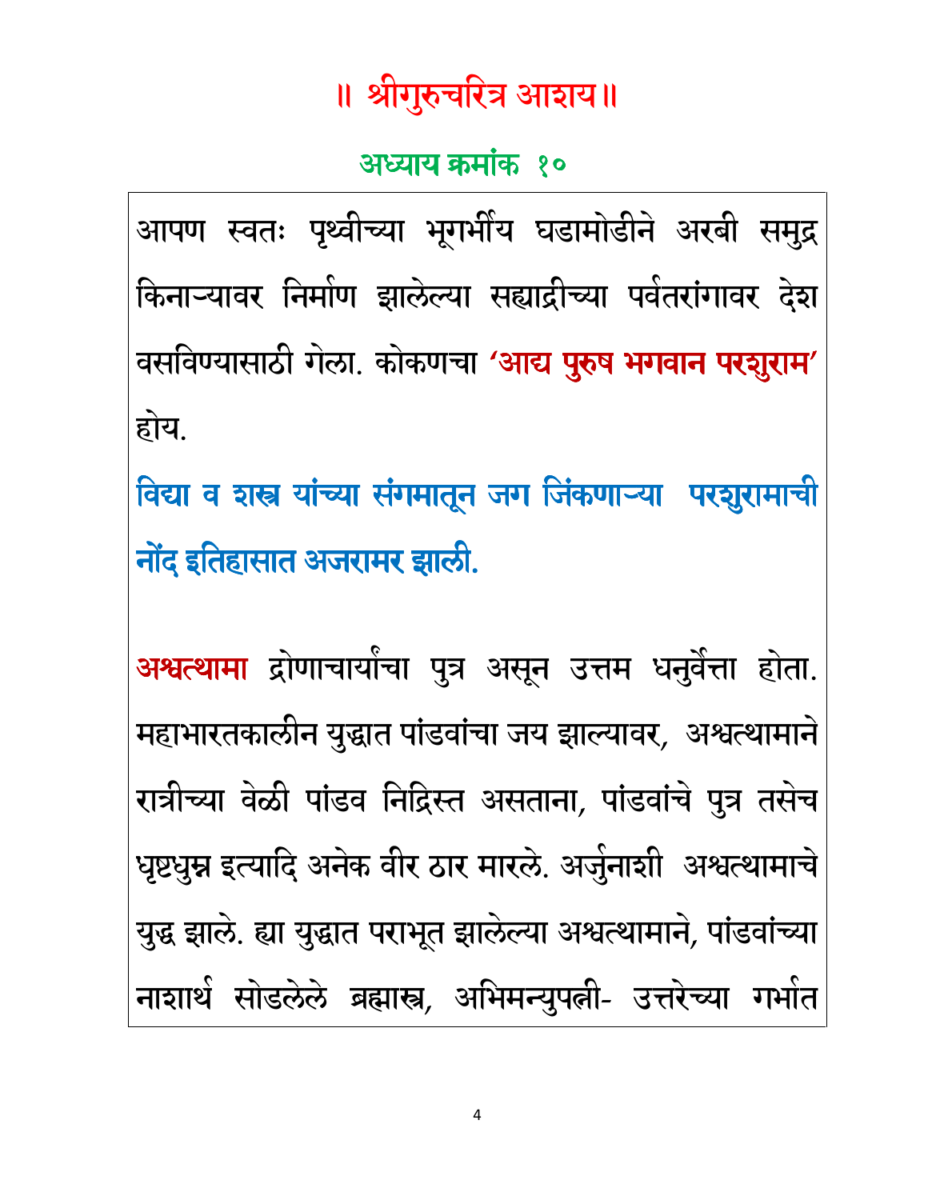# ॥ श्रीगुरुचरित्र आशय॥

## अध्याय क्रमांक १०

आपण स्वतः पृथ्वीच्या भूगर्भीय घडामोडीने अरबी समुद्र किनाऱ्यावर निर्माण झालेल्या सह्याद्रीच्या पर्वतरांगावर देश वसविण्यासाठी गेला. कोकणचा **'आद्य पुरुष भगवान परशुराम'** होय.

**विद्या व शस्त्र यांच्या संगमातून जग जिंकणाऱ्या परशुरामाची नोंद इतिहासात अजरामर झाली.**

**अश्वत्थामा** द्रोणाचार्यांचा पुत्र असून उत्तम धनुर्वेत्ता होता. महाभारतकालीन युद्धात पांडवांचा जय झाल्यावर, अश्वत्थामाने रात्रीच्या वेळी पांडव निद्रिस्त असताना, पांडवांचे पुत्र तसेच धृष्टधुम्न इत्यादि अनेक वीर ठार मारले. अर्जुनाशी अश्वत्थामाचे युद्ध झाले. ह्या युद्धात पराभूत झालेल्या अश्वत्थामाने, पांडवांच्या नाशार्थ सोडलेले ब्रह्मास्त्र, अभिमन्युपत्नी- उत्तरेच्या गर्भात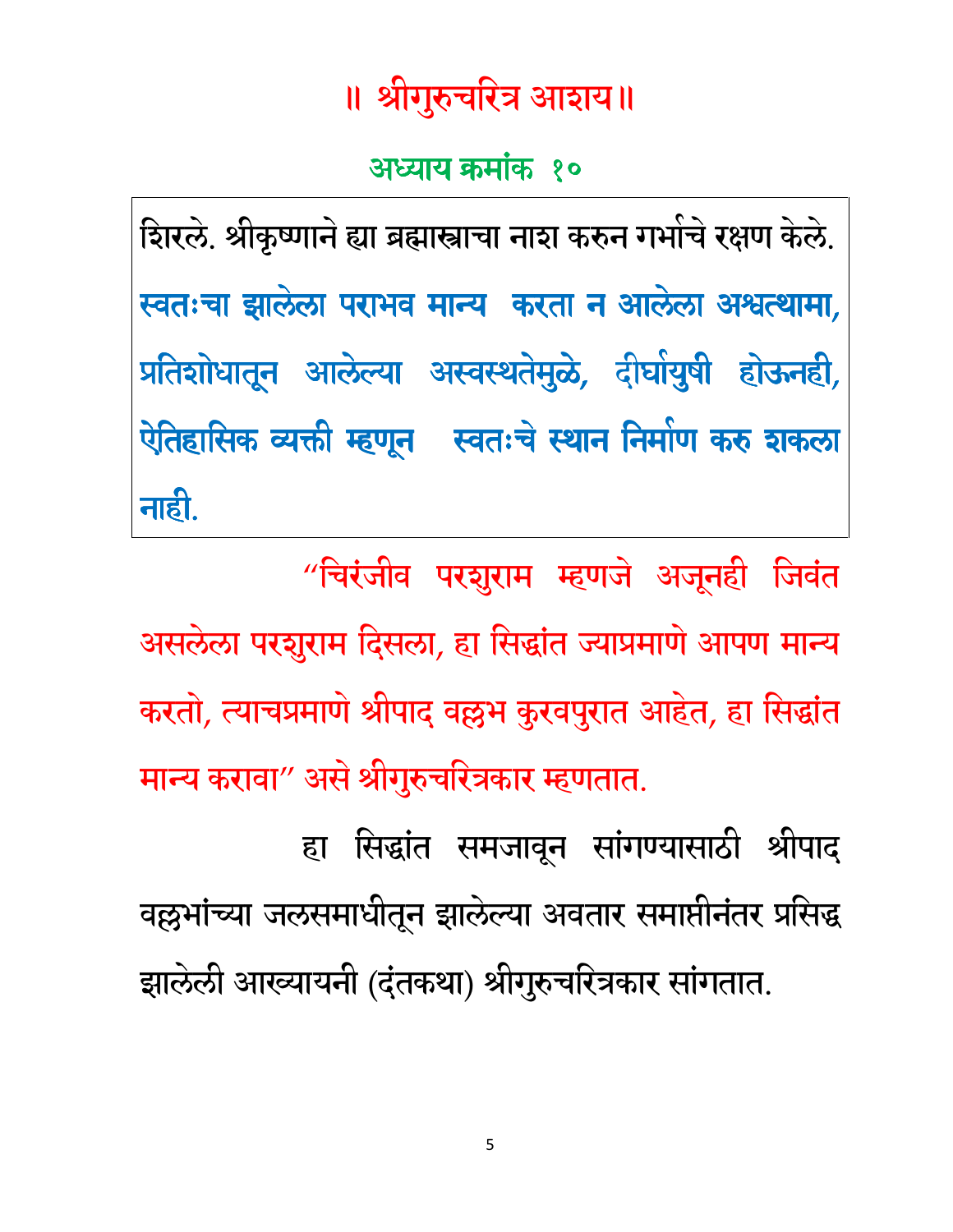# ॥ श्रीगुरुचरित्र आशय॥

## अध्याय क्रमांक १०

शिरले. श्रीकृष्णाने ह्या ब्रह्मास्त्राचा नाश करुन गर्भाचे रक्षण केले. **स्वतःचा झालेला पराभव मान्य करता न आलेला अश्वत्थामा, प्रतिशोधातून आलेल्या अस्वस्थतेमुळे, दीर्घायुषी होऊनही, ऐतिहासिक व्यक्ती म्हणून स्वतःचे स्थान निर्माण करु शकला नाही.**

"चिरंजीव परशुराम म्हणजे अजूनही जिवंत असलेला परशुराम दिसला, हा सिद्धांत ज्याप्रमाणे आपण मान्य करतो, त्याचप्रमाणे श्रीपाद वल्लभ कुरवपुरात आहेत, हा सिद्धांत मान्य करावा" असे श्रीगुरुचरित्रकार म्हणतात.

हा सिद्धांत समजावून सांगण्यासाठी श्रीपाद वल्लभांच्या जलसमाधीतून झालेल्या अवतार समाप्तीनंतर प्रसिद्ध झालेली आख्यायनी (दंतकथा) श्रीगुरुचरित्रकार सांगतात.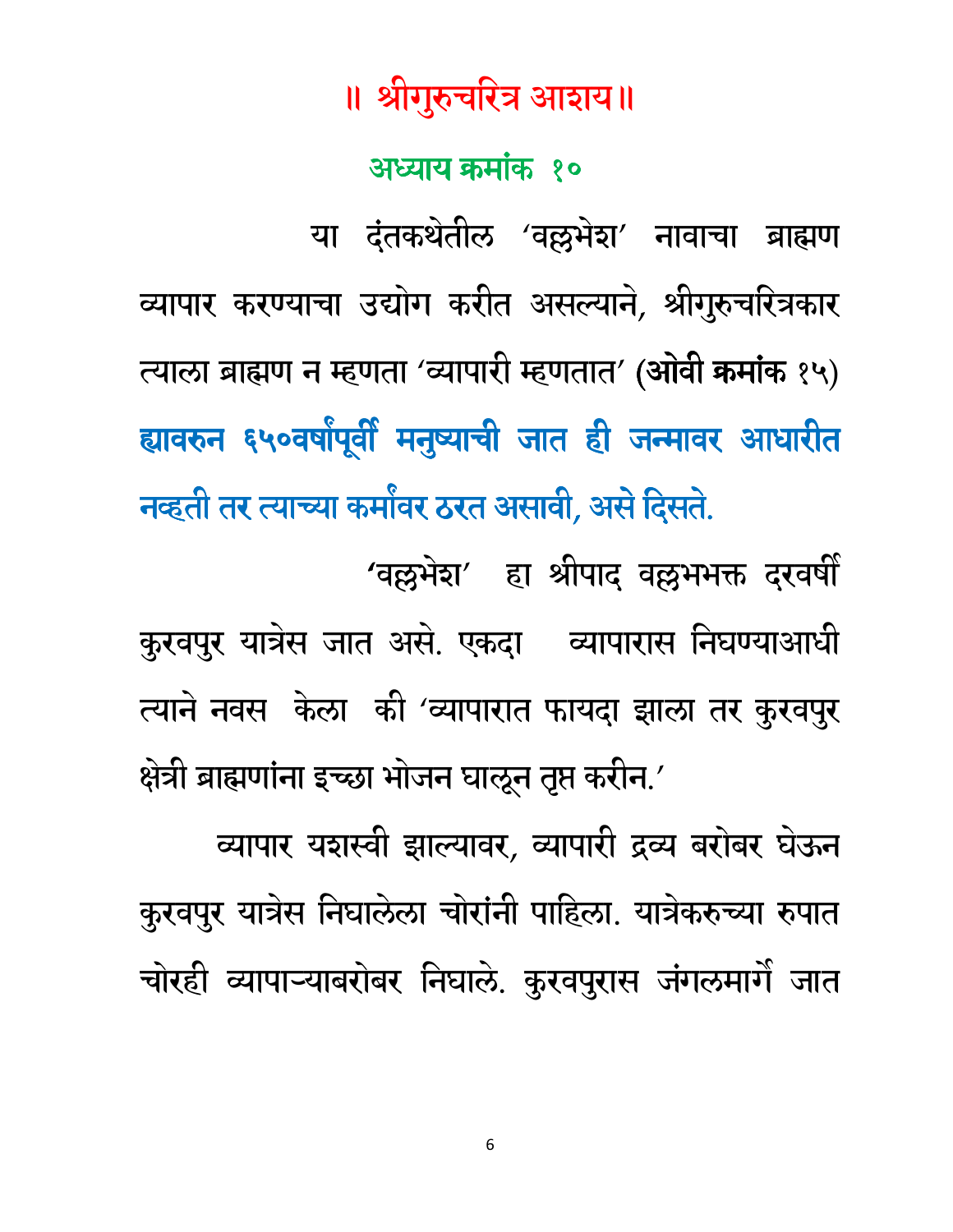# ॥ श्रीगुरुचरित्र आशय॥

## अध्याय क्रमांक १०

या दंतकथेतील ‘वल्लभेश’ नावाचा ब्राह्मण व्यापार करण्याचा उद्योग करीत असल्याने, श्रीगुरुचरित्रकार त्याला ब्राह्मण न म्हणता ‘व्यापारी म्हणतात’ (**ओवी क्रमांक** १५) ह्यावरुन ६५०वर्षांपूर्वी मनुष्याची जात ही जन्मावर आधारीत नव्हती तर त्याच्या कर्मांवर ठरत असावी, असे दिसते.

‘वल्लभेश’ हा श्रीपाद वल्लभभक्त दरवर्षी कुरवपुर यात्रेस जात असे. एकदा व्यापारास निघण्याआधी त्याने नवस केला की ‘व्यापारात फायदा झाला तर कुरवपुर क्षेत्री ब्राह्मणांना इच्छा भोजन घालून तृप्त करीन.’

व्यापार यशस्वी झाल्यावर, व्यापारी द्रव्य बरोबर घेऊन कुरवपुर यात्रेस निघालेला चोरांनी पाहिला. यात्रेकरुच्या रुपात चोरही व्यापाऱ्याबरोबर निघाले. कुरवपुरास जंगलमार्गे जात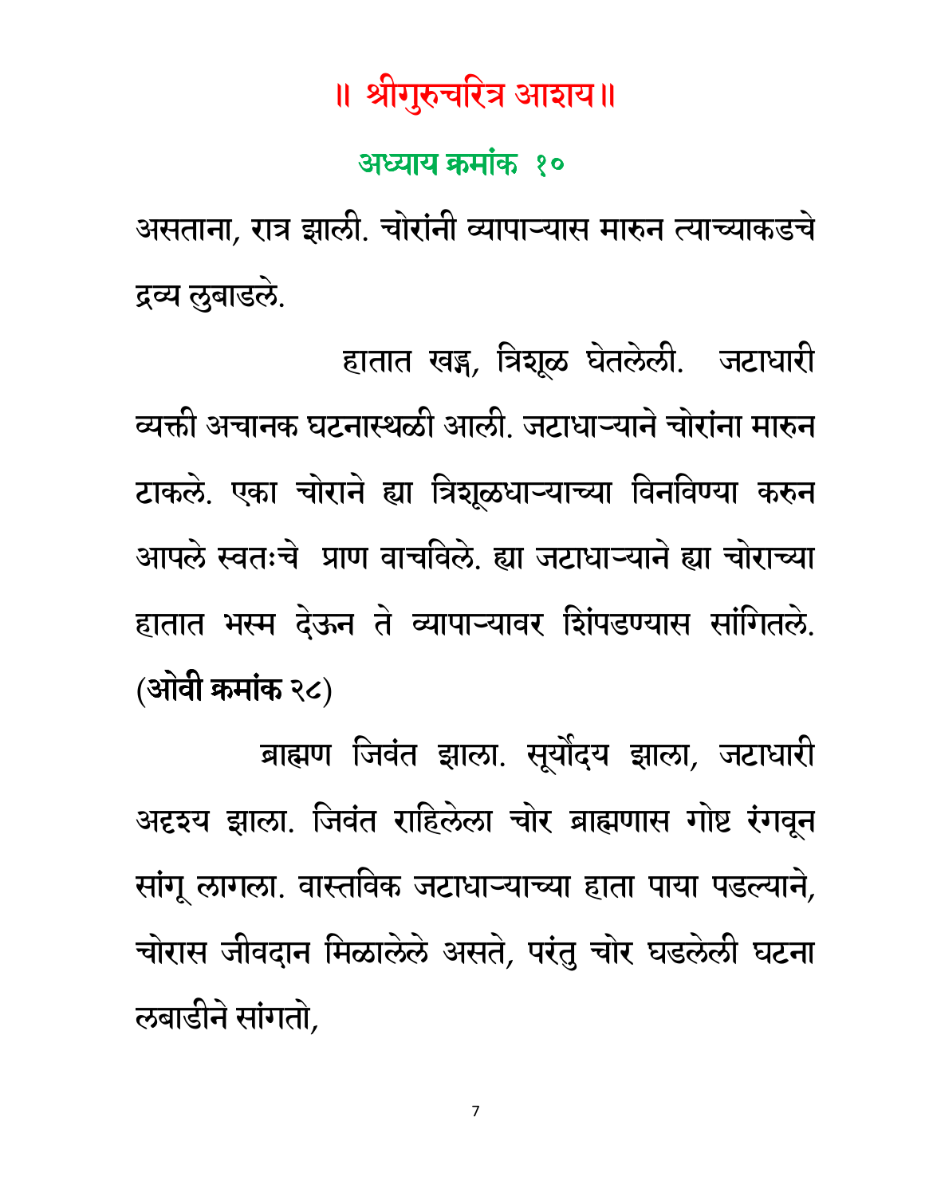# ॥ श्रीगुरुचरित्र आशय॥

## अध्याय क्रमांक १०

असताना, रात्र झाली. चोरांनी व्यापाऱ्यास मारुन त्याच्याकडचे द्रव्य लुबाडले.

हातात खड्ग, त्रिशूळ घेतलेली. जटाधारी व्यक्ती अचानक घटनास्थळी आली. जटाधाऱ्याने चोरांना मारुन टाकले. एका चोराने ह्या त्रिशूळधाऱ्याच्या विनविण्या करुन आपले स्वतःचे प्राण वाचविले. ह्या जटाधाऱ्याने ह्या चोराच्या हातात भस्म देऊन ते व्यापाऱ्यावर शिंपडण्यास सांगितले. **(ओवी क्रमांक २८)**

ब्राह्मण जिवंत झाला. सूर्योदय झाला, जटाधारी अदृश्य झाला. जिवंत राहिलेला चोर ब्राह्मणास गोष्ट रंगवून सांगू लागला. वास्तविक जटाधाऱ्याच्या हाता पाया पडल्याने, चोरास जीवदान मिळालेले असते, परंतु चोर घडलेली घटना लबाडीने सांगतो,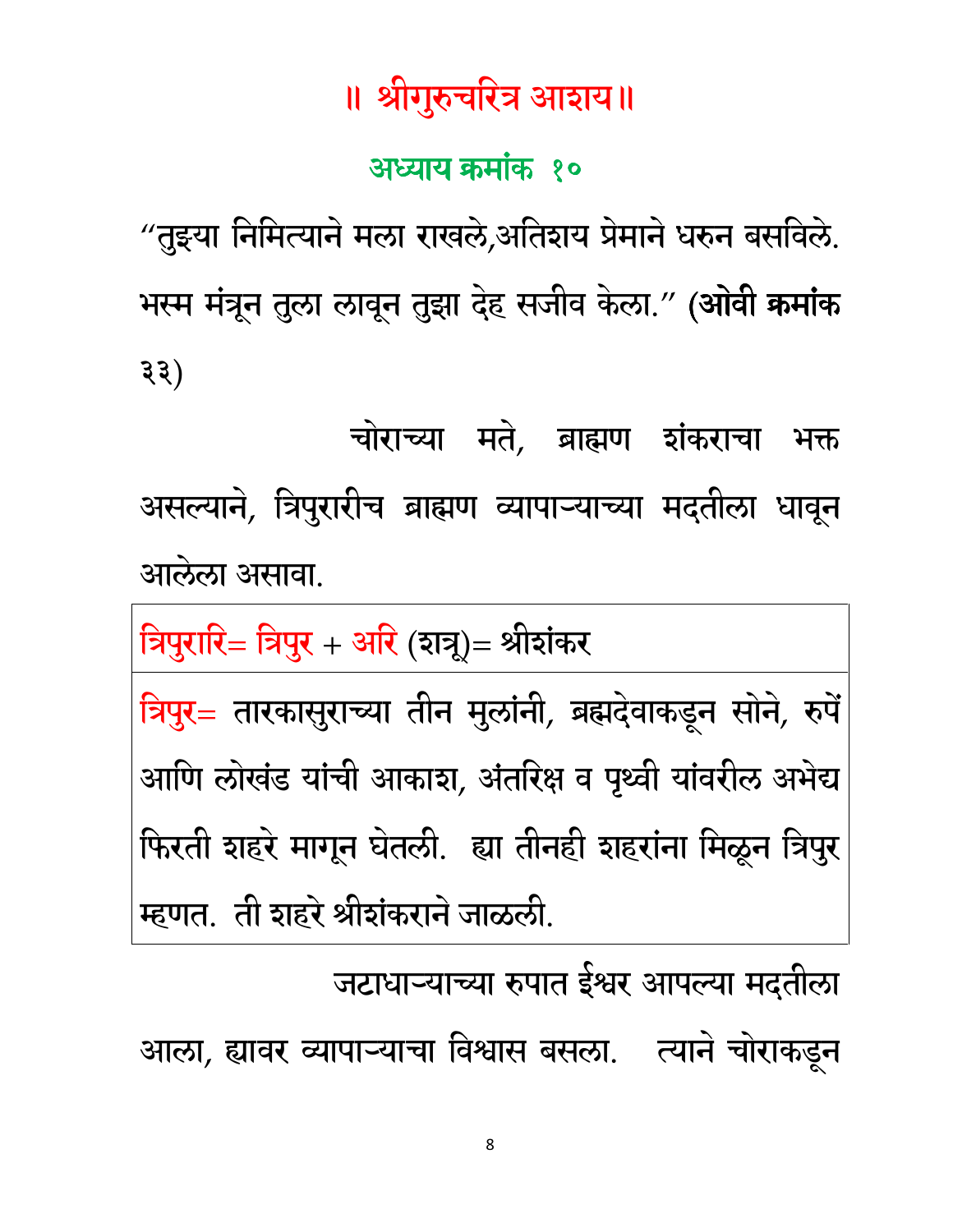# ॥ श्रीगुरुचरित्र आशय ॥

## अध्याय क्रमांक १०

“तुझ्या निमित्याने मला राखले,अतिशय प्रेमाने धरुन बसविले. भस्म मंत्रून तुला लावून तुझा देह सजीव केला.” **(ओवी क्रमांक** ३३)

चोराच्या मते, ब्राह्मण शंकराचा भक्त असल्याने, त्रिपुरारीच ब्राह्मण व्यापाऱ्याच्या मदतीला धावून आलेला असावा.

| त्रिपुरारि= त्रिपुर + अरि (शत्रू)= श्रीशंकर |
|---|
| त्रिपुर= तारकासुराच्या तीन मुलांनी, ब्रह्मदेवाकडून सोने, रुपें आणि लोखंड यांची आकाश, अंतरिक्ष व पृथ्वी यांवरील अभेद्य फिरती शहरे मागून घेतली. ह्या तीनही शहरांना मिळून त्रिपुर म्हणत. ती शहरे श्रीशंकराने जाळली. |

जटाधाऱ्याच्या रुपात ईश्वर आपल्या मदतीला आला, ह्यावर व्यापाऱ्याचा विश्वास बसला. त्याने चोराकडून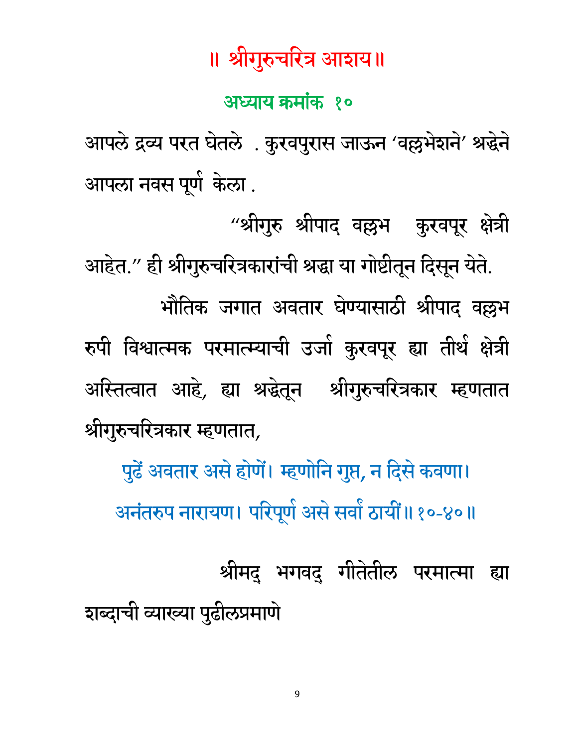# ॥ श्रीगुरुचरित्र आशय॥

## अध्याय क्रमांक १०

आपले द्रव्य परत घेतले . कुरवपुरास जाऊन 'वल्लभेशने' श्रद्धेने आपला नवस पूर्ण केला .

"श्रीगुरु श्रीपाद वल्लभ कुरवपूर क्षेत्री आहेत." ही श्रीगुरुचरित्रकारांची श्रद्धा या गोष्टीतून दिसून येते.

भौतिक जगात अवतार घेण्यासाठी श्रीपाद वल्लभ रुपी विश्वात्मक परमात्म्याची उर्जा कुरवपूर ह्या तीर्थ क्षेत्री अस्तित्वात आहे, ह्या श्रद्धेतून श्रीगुरुचरित्रकार म्हणतात श्रीगुरुचरित्रकार म्हणतात,

पुढें अवतार असे होणें। म्हणोनि गुप्त, न दिसे कवणा।
अनंतरुप नारायण। परिपूर्ण असे सर्वां ठायीं॥ १०-४०॥

श्रीमद् भगवद् गीतेतील परमात्मा ह्या शब्दाची व्याख्या पुढीलप्रमाणे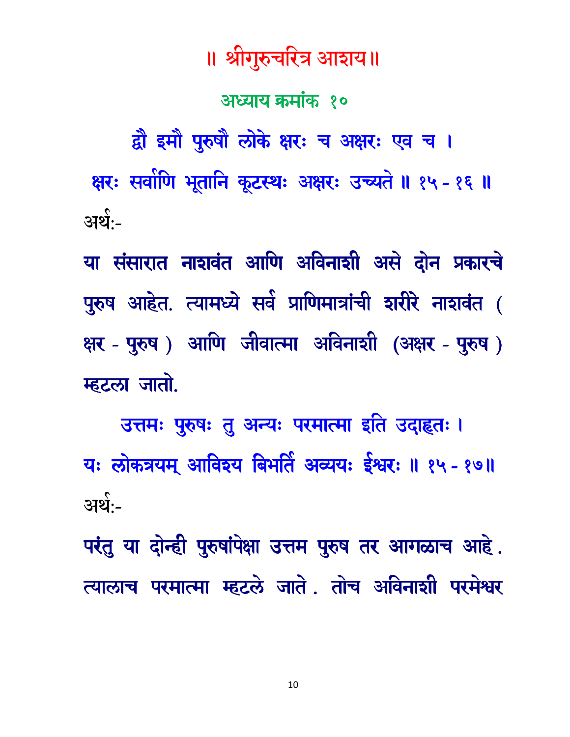# ॥ श्रीगुरुचरित्र आशय ॥

## अध्याय क्रमांक १०

द्वौ इमौ पुरुषौ लोके क्षरः च अक्षरः एव च ।
क्षरः सर्वाणि भूतानि कूटस्थः अक्षरः उच्यते ॥ १५ - १६ ॥

अर्थ:-

या संसारात नाशवंत आणि अविनाशी असे दोन प्रकारचे पुरुष आहेत. त्यामध्ये सर्व प्राणिमात्रांची शरीरे नाशवंत ( क्षर - पुरुष ) आणि जीवात्मा अविनाशी (अक्षर - पुरुष ) म्हटला जातो.

उत्तमः पुरुषः तु अन्यः परमात्मा इति उदाहृतः ।
यः लोकत्रयम् आविश्य बिभर्ति अव्ययः ईश्वरः ॥ १५ - १७॥

अर्थ:-

परंतु या दोन्ही पुरुषांपेक्षा उत्तम पुरुष तर आगळाच आहे . त्यालाच परमात्मा म्हटले जाते . तोच अविनाशी परमेश्वर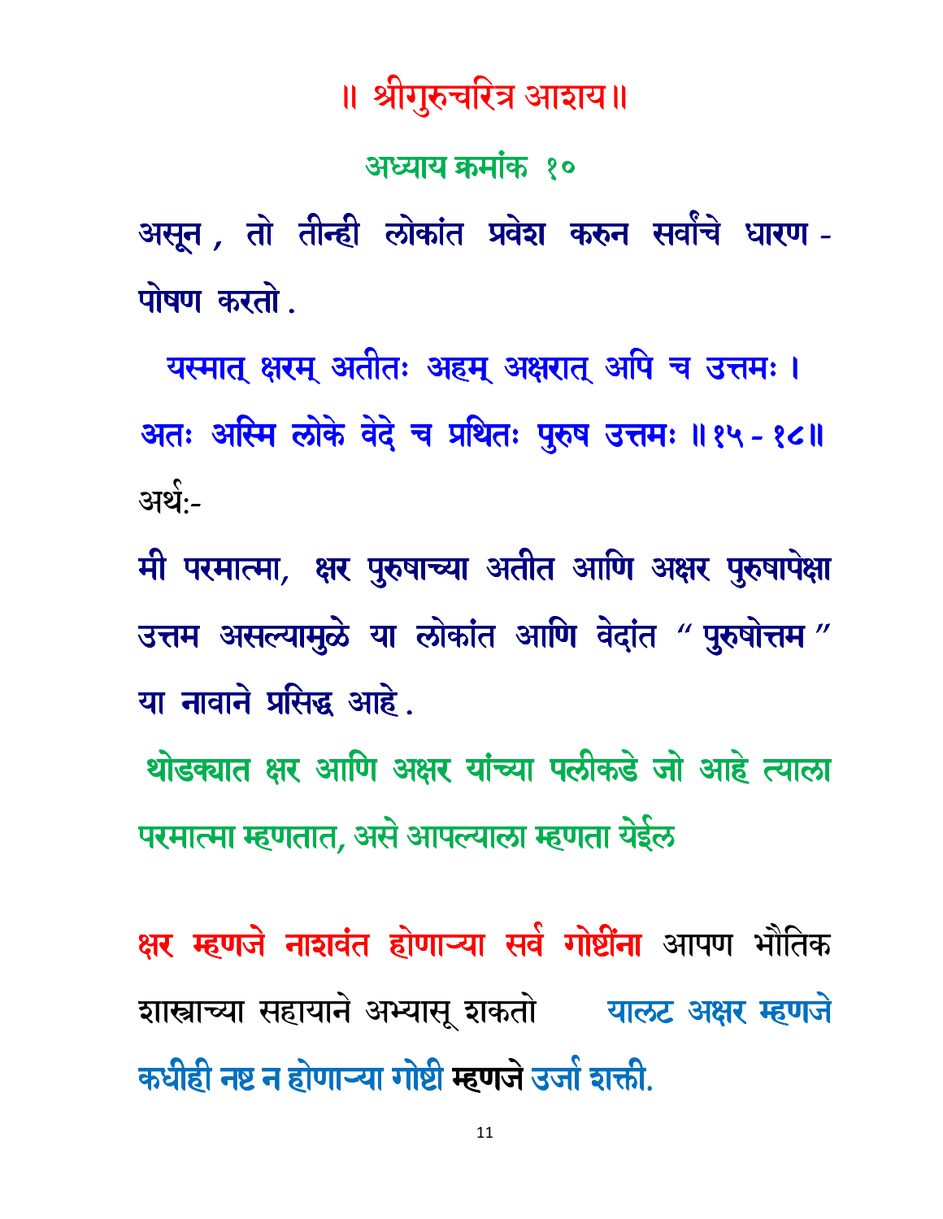# ॥ श्रीगुरुचरित्र आशय ॥

## अध्याय क्रमांक १०

असून , तो तीन्ही लोकांत प्रवेश करुन सर्वांचे धारण - पोषण करतो .

यस्मात् क्षरम् अतीतः अहम् अक्षरात् अपि च उत्तमः ।
अतः अस्मि लोके वेदे च प्रथितः पुरुष उत्तमः ॥१५ - १८॥

अर्थ:-

मी परमात्मा, क्षर पुरुषाच्या अतीत आणि अक्षर पुरुषापेक्षा उत्तम असल्यामुळे या लोकांत आणि वेदांत " पुरुषोत्तम " या नावाने प्रसिद्ध आहे .

थोडक्यात क्षर आणि अक्षर यांच्या पलीकडे जो आहे त्याला परमात्मा म्हणतात, असे आपल्याला म्हणता येईल

क्षर म्हणजे नाशवंत होणाऱ्या सर्व गोष्टींना आपण भौतिक शास्त्राच्या सहायाने अभ्यासू शकतो याउलट अक्षर म्हणजे कधीही नष्ट न होणाऱ्या गोष्टी **म्हणजे** उर्जा शक्ती.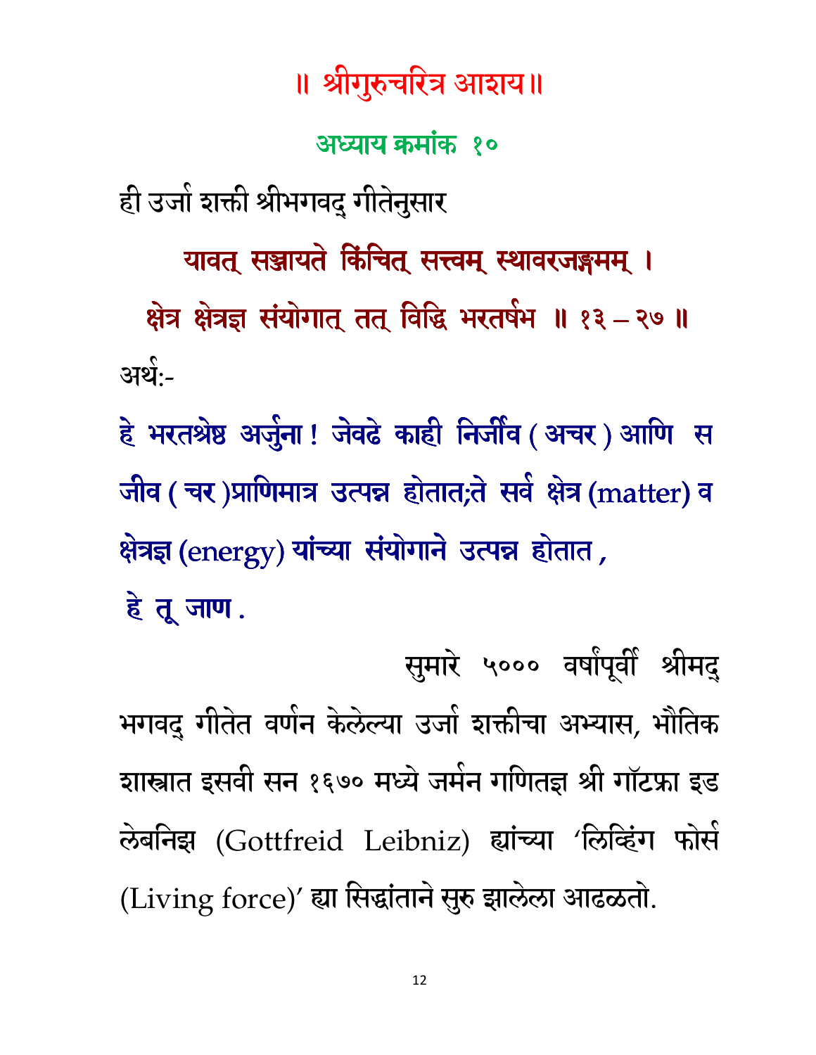# ॥ श्रीगुरुचरित्र आशय॥

## अध्याय क्रमांक १०

ही उर्जा शक्ती श्रीभगवद् गीतेनुसार

**यावत् सञ्जायते किंचित् सत्त्वम् स्थावरजङ्गमम् ।**
**क्षेत्र क्षेत्रज्ञ संयोगात् तत् विद्धि भरतर्षभ ॥ १३ – २७ ॥**

अर्थ:-

**हे भरतश्रेष्ठ अर्जुना ! जेवढे काही निर्जीव ( अचर ) आणि स जीव ( चर )प्राणिमात्र उत्पन्न होतात;ते सर्व क्षेत्र (matter) व क्षेत्रज्ञ (energy) यांच्या संयोगाने उत्पन्न होतात , हे तू जाण .**

सुमारे ५००० वर्षांपूर्वी श्रीमद् भगवद् गीतेत वर्णन केलेल्या उर्जा शक्तीचा अभ्यास, भौतिक शास्त्रात इसवी सन १६७० मध्ये जर्मन गणितज्ञ श्री गॉटफ्रा इड लेबनिझ (Gottfreid Leibniz) ह्यांच्या 'लिव्हिंग फोर्स (Living force)' ह्या सिद्धांताने सुरु झालेला आढळतो.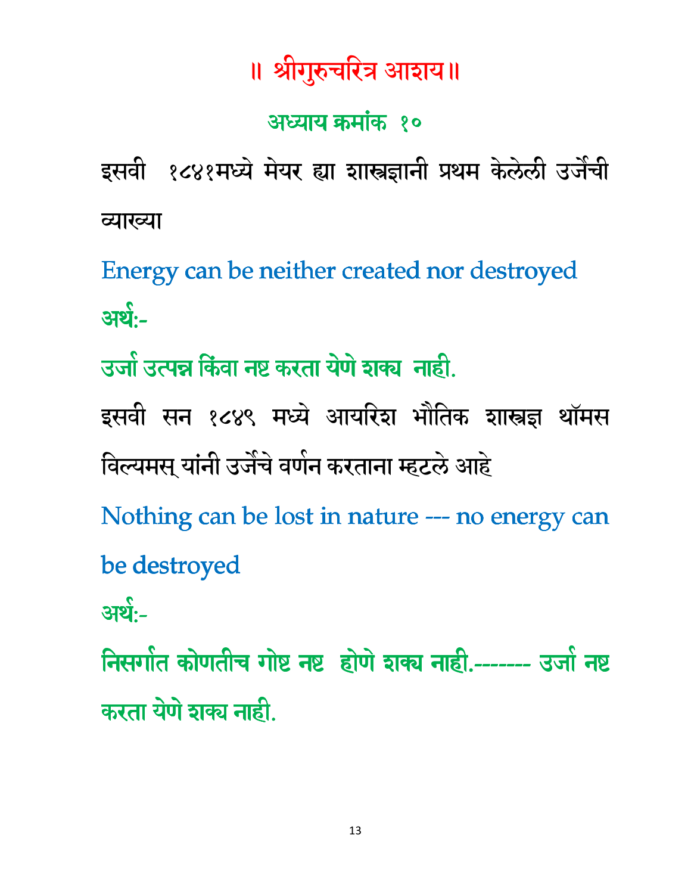# ॥ श्रीगुरुचरित्र आशय ॥

## अध्याय क्रमांक १०

इसवी १८४१मध्ये मेयर ह्या शास्त्रज्ञानी प्रथम केलेली उर्जेची व्याख्या

Energy can be neither created nor destroyed

अर्थ:-

उर्जा उत्पन्न किंवा नष्ट करता येणे शक्य नाही.

इसवी सन १८४९ मध्ये आयरिश भौतिक शास्त्रज्ञ थॉमस विल्यमस् यांनी उर्जेचे वर्णन करताना म्हटले आहे

Nothing can be lost in nature --- no energy can be destroyed

अर्थ:-

निसर्गात कोणतीच गोष्ट नष्ट होणे शक्य नाही.------- उर्जा नष्ट करता येणे शक्य नाही.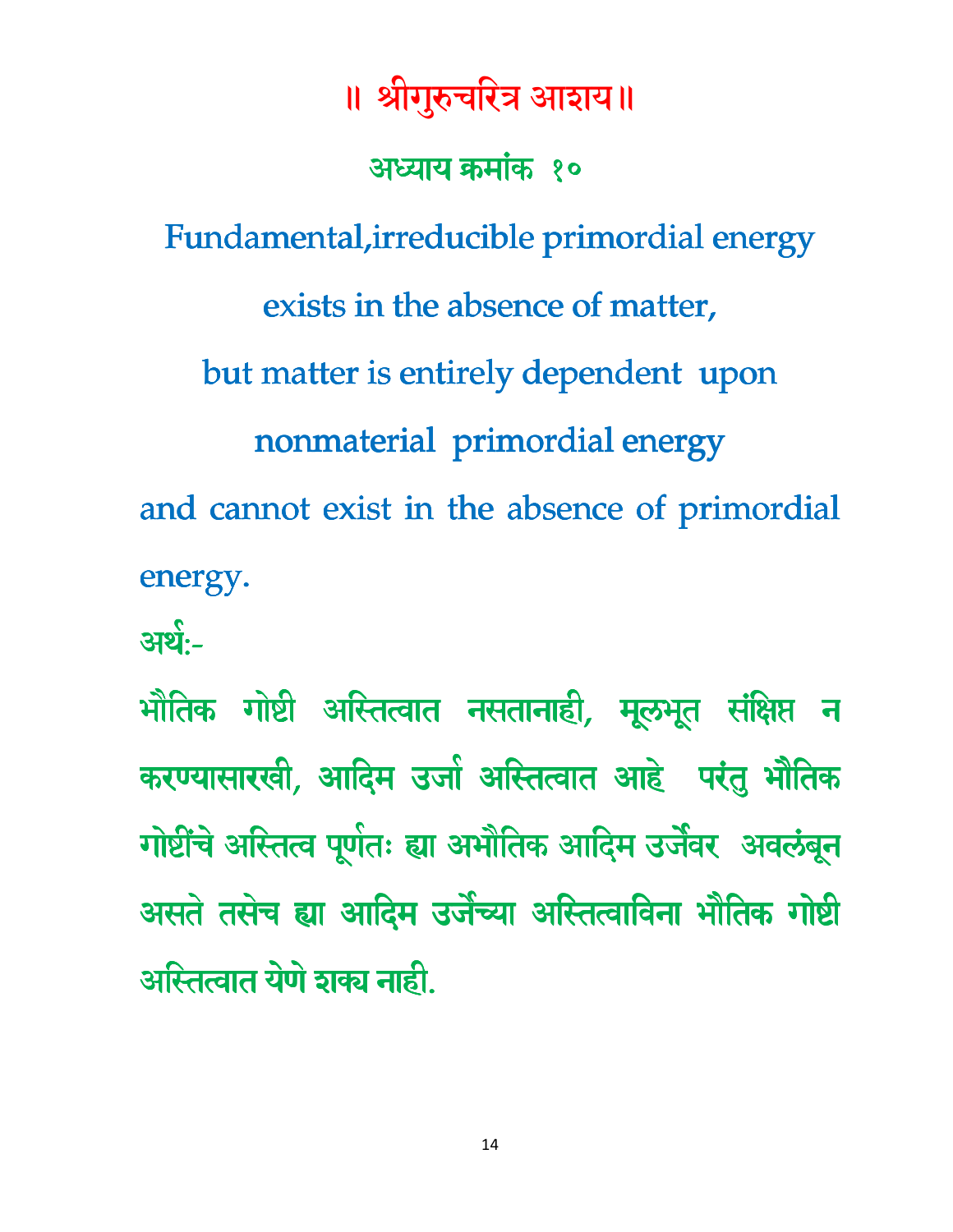# ॥ श्रीगुरुचरित्र आशय॥

## अध्याय क्रमांक १०

Fundamental,irreducible primordial energy exists in the absence of matter, but matter is entirely dependent upon nonmaterial primordial energy and cannot exist in the absence of primordial energy.

अर्थ:-

भौतिक गोष्टी अस्तित्वात नसतानाही, मूलभूत संक्षिप्त न करण्यासारखी, आदिम उर्जा अस्तित्वात आहे परंतु भौतिक गोष्टींचे अस्तित्व पूर्णतः ह्या अभौतिक आदिम उर्जेवर अवलंबून असते तसेच ह्या आदिम उर्जेच्या अस्तित्वाविना भौतिक गोष्टी अस्तित्वात येणे शक्य नाही.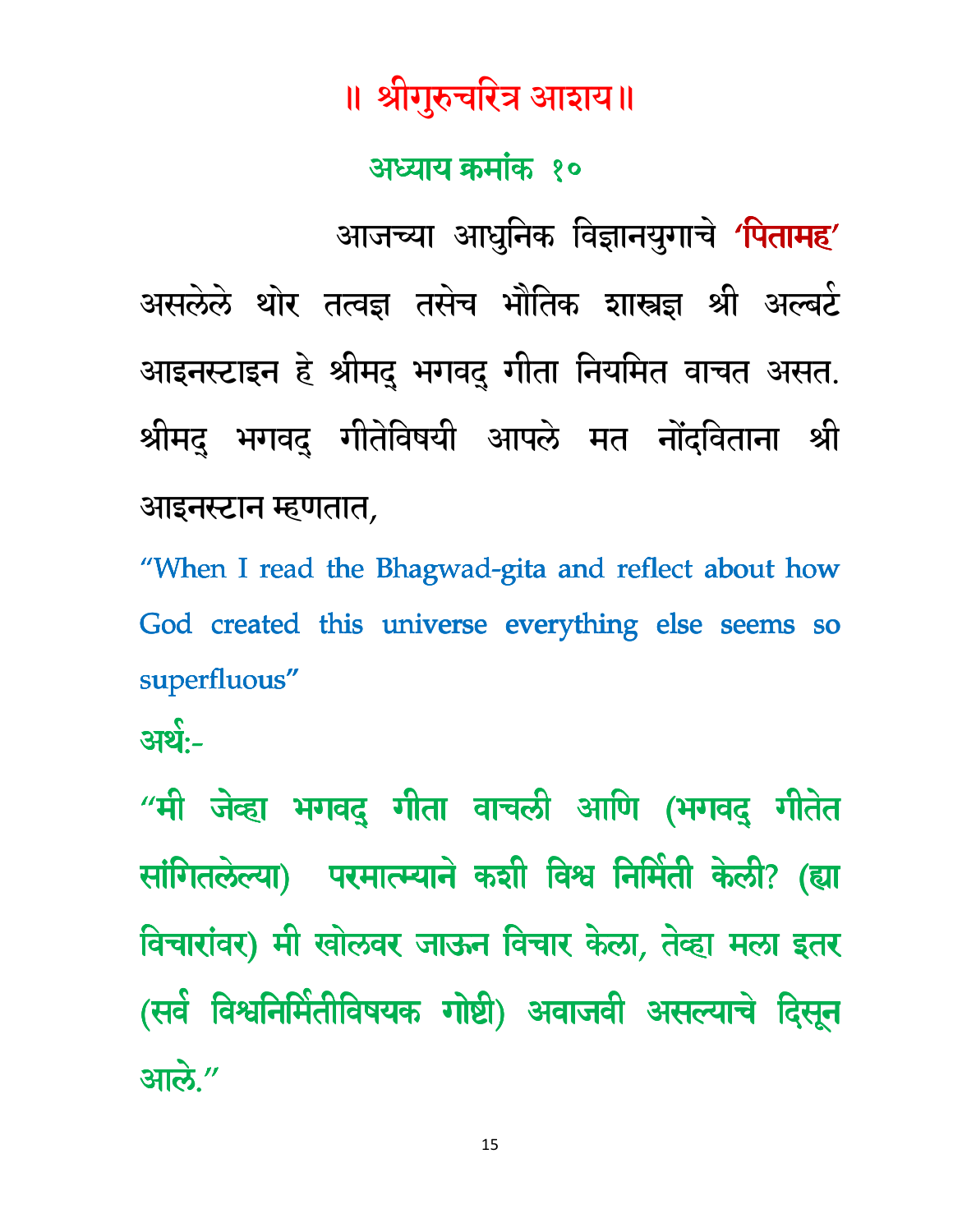# ॥ श्रीगुरुचरित्र आशय ॥

## अध्याय क्रमांक १०

आजच्या आधुनिक विज्ञानयुगाचे **'पितामह'** असलेले थोर तत्वज्ञ तसेच भौतिक शास्त्रज्ञ श्री अल्बर्ट आइनस्टाइन हे श्रीमद् भगवद् गीता नियमित वाचत असत. श्रीमद् भगवद् गीतेविषयी आपले मत नोंदविताना श्री आइनस्टान म्हणतात,

"When I read the Bhagwad-gita and reflect about how God created this universe everything else seems so superfluous"

अर्थ:-

"मी जेव्हा भगवद् गीता वाचली आणि (भगवद् गीतेत सांगितलेल्या) परमात्म्याने कशी विश्व निर्मिती केली? (ह्या विचारांवर) मी खोलवर जाऊन विचार केला, तेव्हा मला इतर (सर्व विश्वनिर्मितीविषयक गोष्टी) अवाजवी असल्याचे दिसून आले."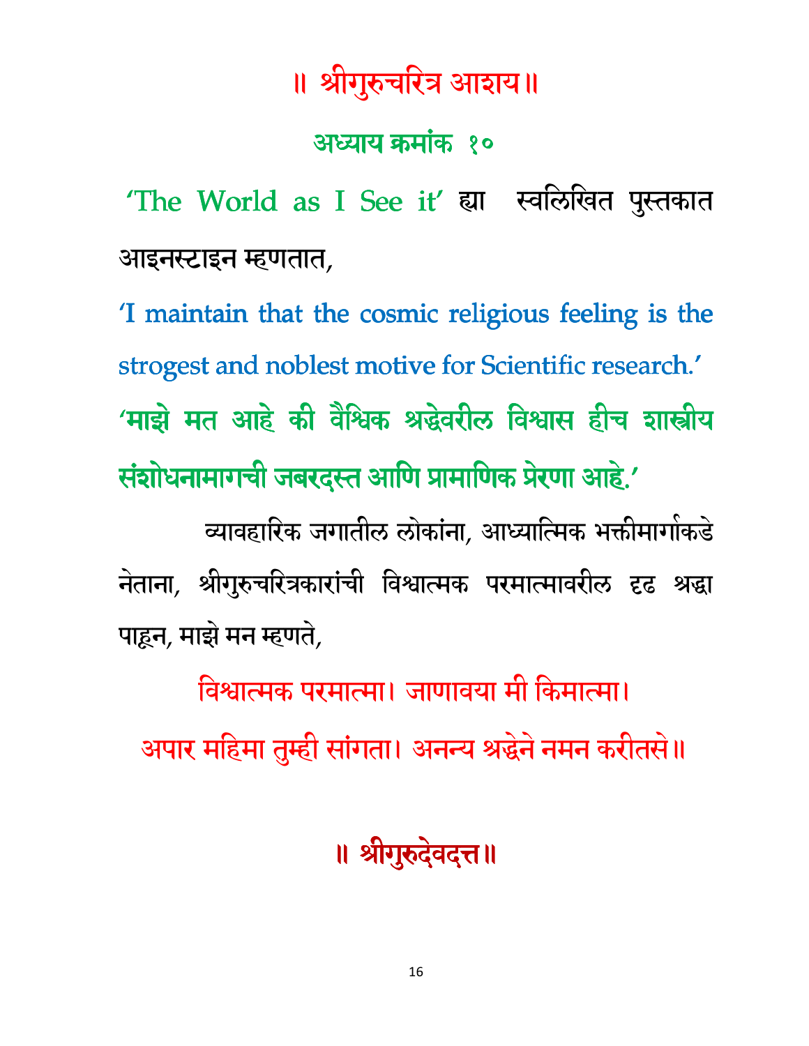# ॥ श्रीगुरुचरित्र आशय ॥

## अध्याय क्रमांक १०

'The World as I See it' ह्या स्वलिखित पुस्तकात आइनस्टाइन म्हणतात,

'I maintain that the cosmic religious feeling is the strogest and noblest motive for Scientific research.'

'माझे मत आहे की वैश्विक श्रद्धेवरील विश्वास हीच शास्त्रीय संशोधनामागची जबरदस्त आणि प्रामाणिक प्रेरणा आहे.'

व्यावहारिक जगातील लोकांना, आध्यात्मिक भक्तीमार्गाकडे नेताना, श्रीगुरुचरित्रकारांची विश्वात्मक परमात्मावरील दृढ श्रद्धा पाहून, माझे मन म्हणते,

विश्वात्मक परमात्मा। जाणावया मी किमात्मा।
अपार महिमा तुम्ही सांगता। अनन्य श्रद्धेने नमन करीतसे॥

॥ श्रीगुरुदेवदत्त ॥